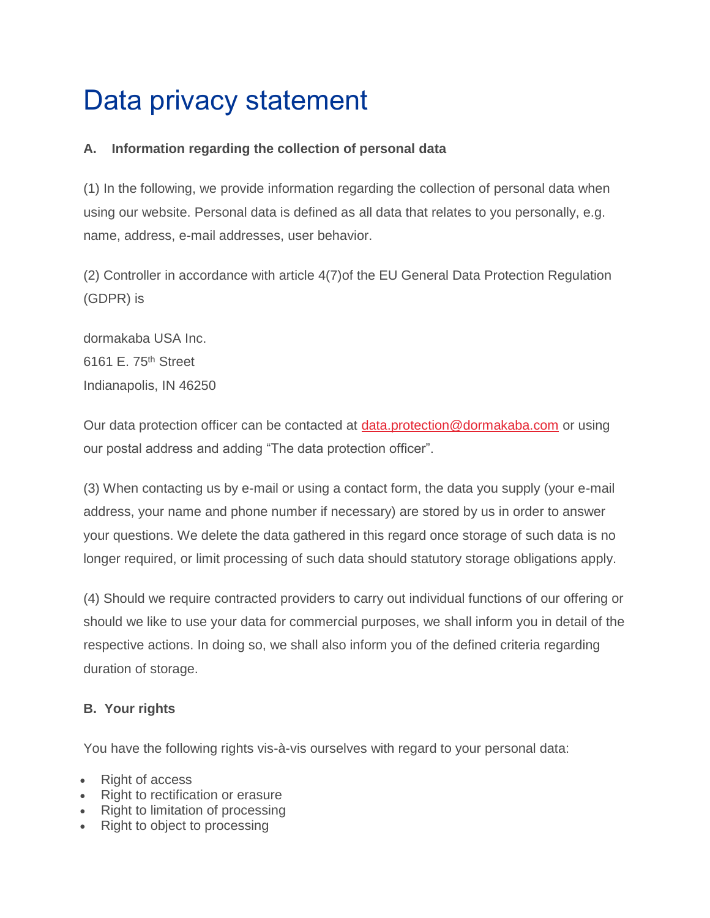# Data privacy statement

**A. Information regarding the collection of personal data**

(1) In the following, we provide information regarding the collection of personal data when using our website. Personal data is defined as all data that relates to you personally, e.g. name, address, e-mail addresses, user behavior.

(2) Controller in accordance with article 4(7)of the EU General Data Protection Regulation (GDPR) is

dormakaba USA Inc.
6161 E. 75th Street
Indianapolis, IN 46250

Our data protection officer can be contacted at data.protection@dormakaba.com or using our postal address and adding “The data protection officer”.

(3) When contacting us by e-mail or using a contact form, the data you supply (your e-mail address, your name and phone number if necessary) are stored by us in order to answer your questions. We delete the data gathered in this regard once storage of such data is no longer required, or limit processing of such data should statutory storage obligations apply.

(4) Should we require contracted providers to carry out individual functions of our offering or should we like to use your data for commercial purposes, we shall inform you in detail of the respective actions. In doing so, we shall also inform you of the defined criteria regarding duration of storage.

**B. Your rights**

You have the following rights vis-à-vis ourselves with regard to your personal data:

- Right of access
- Right to rectification or erasure
- Right to limitation of processing
- Right to object to processing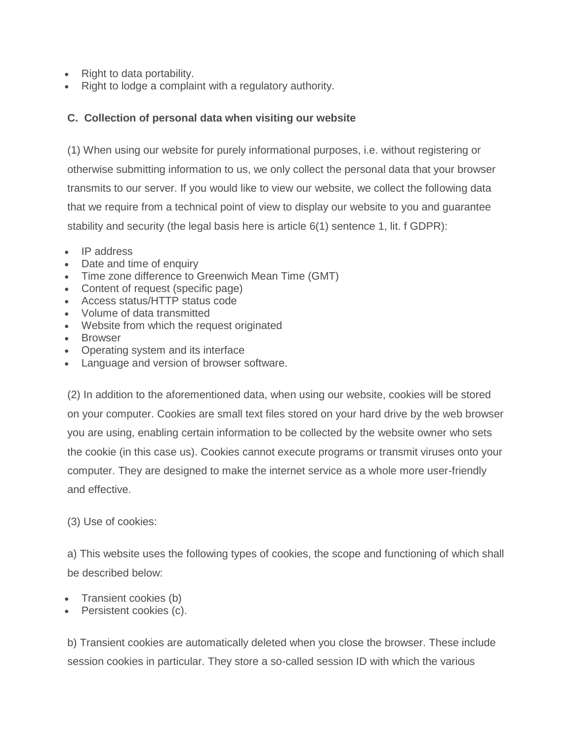- Right to data portability.
- Right to lodge a complaint with a regulatory authority.

**C. Collection of personal data when visiting our website**

(1) When using our website for purely informational purposes, i.e. without registering or otherwise submitting information to us, we only collect the personal data that your browser transmits to our server. If you would like to view our website, we collect the following data that we require from a technical point of view to display our website to you and guarantee stability and security (the legal basis here is article 6(1) sentence 1, lit. f GDPR):

- IP address
- Date and time of enquiry
- Time zone difference to Greenwich Mean Time (GMT)
- Content of request (specific page)
- Access status/HTTP status code
- Volume of data transmitted
- Website from which the request originated
- Browser
- Operating system and its interface
- Language and version of browser software.

(2) In addition to the aforementioned data, when using our website, cookies will be stored on your computer. Cookies are small text files stored on your hard drive by the web browser you are using, enabling certain information to be collected by the website owner who sets the cookie (in this case us). Cookies cannot execute programs or transmit viruses onto your computer. They are designed to make the internet service as a whole more user-friendly and effective.

(3) Use of cookies:

a) This website uses the following types of cookies, the scope and functioning of which shall be described below:

- Transient cookies (b)
- Persistent cookies (c).

b) Transient cookies are automatically deleted when you close the browser. These include session cookies in particular. They store a so-called session ID with which the various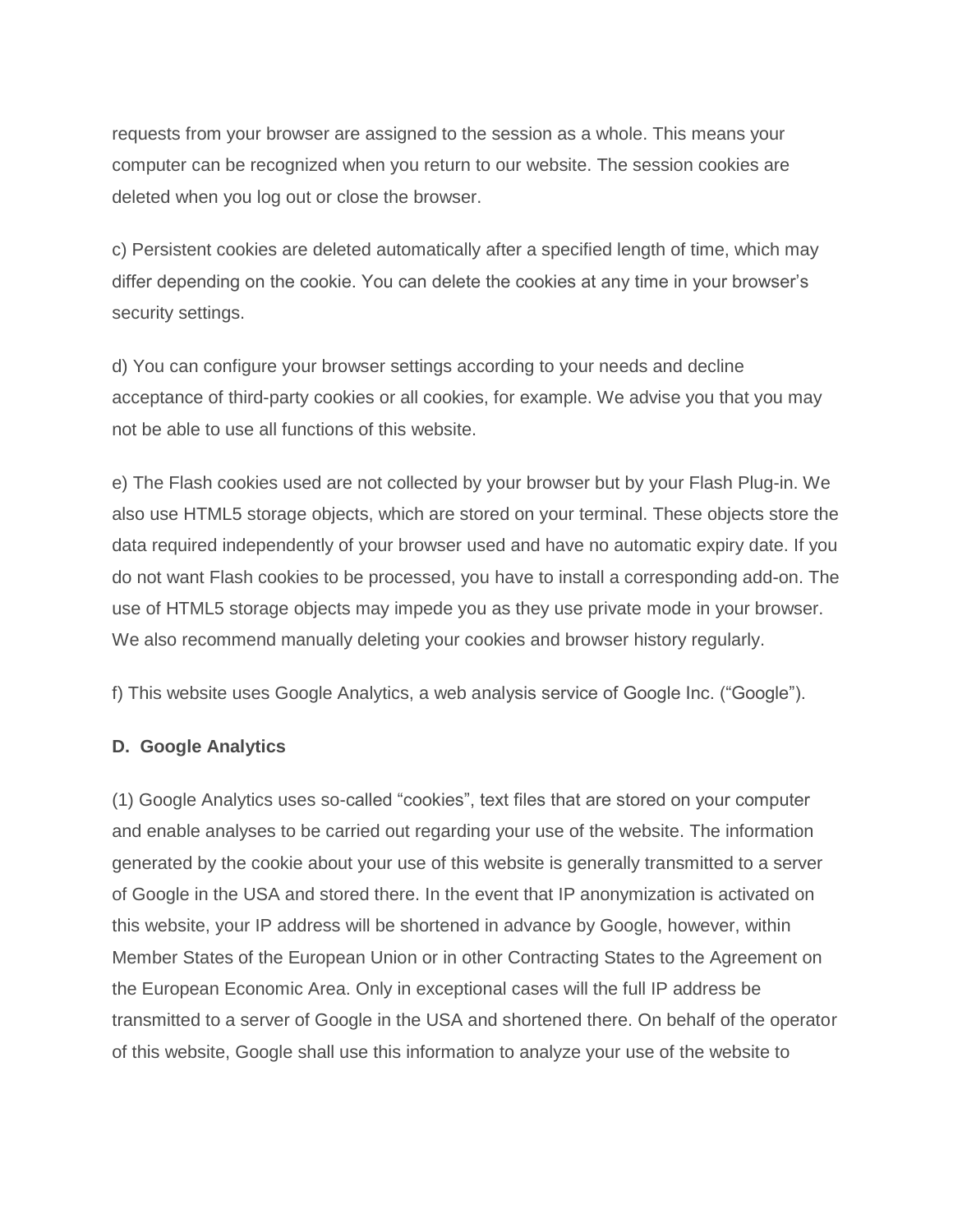requests from your browser are assigned to the session as a whole. This means your computer can be recognized when you return to our website. The session cookies are deleted when you log out or close the browser.

c) Persistent cookies are deleted automatically after a specified length of time, which may differ depending on the cookie. You can delete the cookies at any time in your browser's security settings.

d) You can configure your browser settings according to your needs and decline acceptance of third-party cookies or all cookies, for example. We advise you that you may not be able to use all functions of this website.

e) The Flash cookies used are not collected by your browser but by your Flash Plug-in. We also use HTML5 storage objects, which are stored on your terminal. These objects store the data required independently of your browser used and have no automatic expiry date. If you do not want Flash cookies to be processed, you have to install a corresponding add-on. The use of HTML5 storage objects may impede you as they use private mode in your browser. We also recommend manually deleting your cookies and browser history regularly.

f) This website uses Google Analytics, a web analysis service of Google Inc. ("Google").

**D. Google Analytics**

(1) Google Analytics uses so-called "cookies", text files that are stored on your computer and enable analyses to be carried out regarding your use of the website. The information generated by the cookie about your use of this website is generally transmitted to a server of Google in the USA and stored there. In the event that IP anonymization is activated on this website, your IP address will be shortened in advance by Google, however, within Member States of the European Union or in other Contracting States to the Agreement on the European Economic Area. Only in exceptional cases will the full IP address be transmitted to a server of Google in the USA and shortened there. On behalf of the operator of this website, Google shall use this information to analyze your use of the website to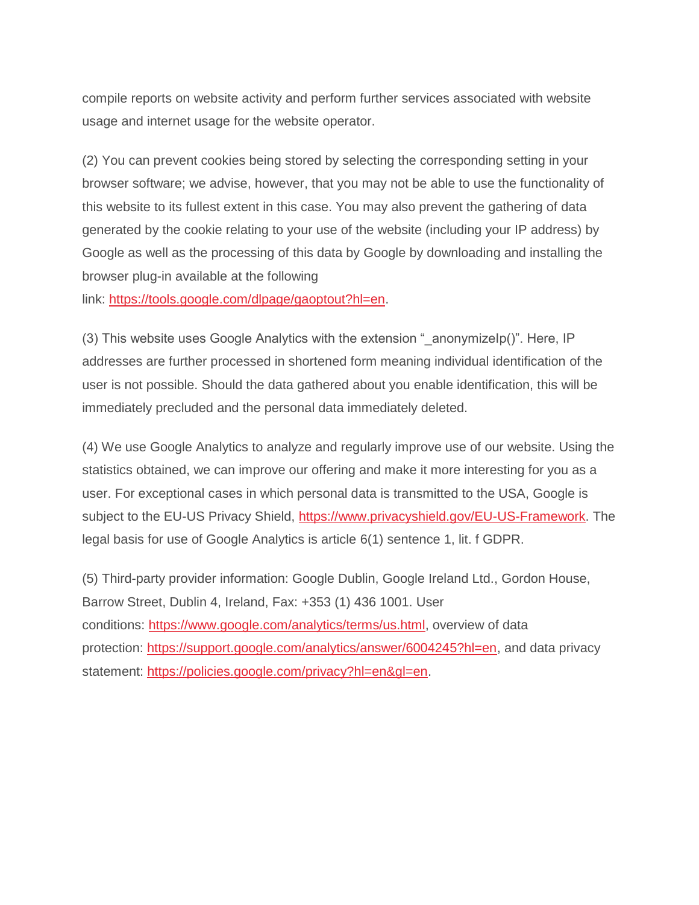compile reports on website activity and perform further services associated with website usage and internet usage for the website operator.

(2) You can prevent cookies being stored by selecting the corresponding setting in your browser software; we advise, however, that you may not be able to use the functionality of this website to its fullest extent in this case. You may also prevent the gathering of data generated by the cookie relating to your use of the website (including your IP address) by Google as well as the processing of this data by Google by downloading and installing the browser plug-in available at the following link: https://tools.google.com/dlpage/gaoptout?hl=en.

(3) This website uses Google Analytics with the extension "_anonymizeIp()". Here, IP addresses are further processed in shortened form meaning individual identification of the user is not possible. Should the data gathered about you enable identification, this will be immediately precluded and the personal data immediately deleted.

(4) We use Google Analytics to analyze and regularly improve use of our website. Using the statistics obtained, we can improve our offering and make it more interesting for you as a user. For exceptional cases in which personal data is transmitted to the USA, Google is subject to the EU-US Privacy Shield, https://www.privacyshield.gov/EU-US-Framework. The legal basis for use of Google Analytics is article 6(1) sentence 1, lit. f GDPR.

(5) Third-party provider information: Google Dublin, Google Ireland Ltd., Gordon House, Barrow Street, Dublin 4, Ireland, Fax: +353 (1) 436 1001. User conditions: https://www.google.com/analytics/terms/us.html, overview of data protection: https://support.google.com/analytics/answer/6004245?hl=en, and data privacy statement: https://policies.google.com/privacy?hl=en&gl=en.